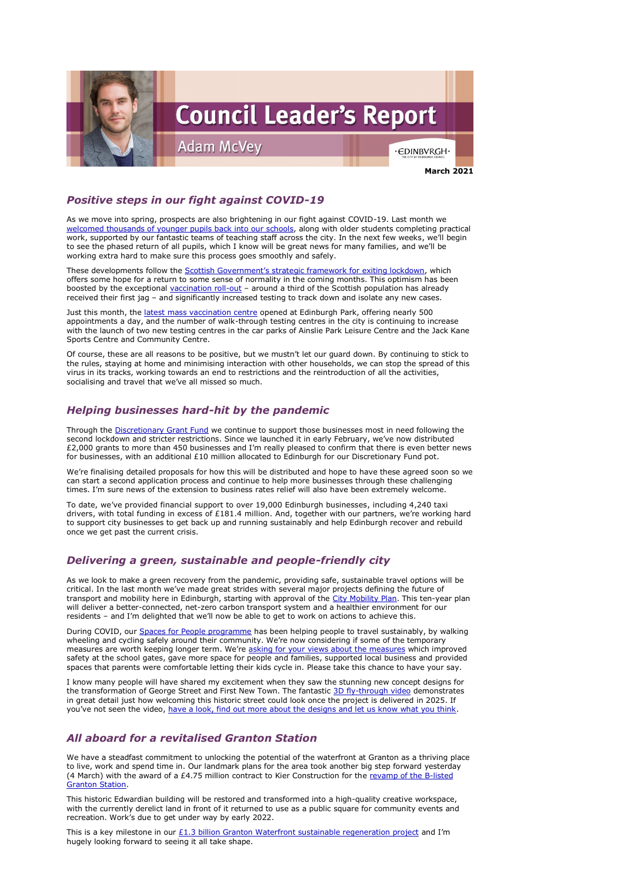# Council Leader's Report

## Adam McVey

**March 2021**

### *Positive steps in our fight against COVID-19*

As we move into spring, prospects are also brightening in our fight against COVID-19. Last month we welcomed thousands of younger pupils back into our schools, along with older students completing practical work, supported by our fantastic teams of teaching staff across the city. In the next few weeks, we'll begin to see the phased return of all pupils, which I know will be great news for many families, and we'll be working extra hard to make sure this process goes smoothly and safely.

These developments follow the Scottish Government's strategic framework for exiting lockdown, which offers some hope for a return to some sense of normality in the coming months. This optimism has been boosted by the exceptional vaccination roll-out – around a third of the Scottish population has already received their first jag – and significantly increased testing to track down and isolate any new cases.

Just this month, the latest mass vaccination centre opened at Edinburgh Park, offering nearly 500 appointments a day, and the number of walk-through testing centres in the city is continuing to increase with the launch of two new testing centres in the car parks of Ainslie Park Leisure Centre and the Jack Kane Sports Centre and Community Centre.

Of course, these are all reasons to be positive, but we mustn't let our guard down. By continuing to stick to the rules, staying at home and minimising interaction with other households, we can stop the spread of this virus in its tracks, working towards an end to restrictions and the reintroduction of all the activities, socialising and travel that we've all missed so much.

### *Helping businesses hard-hit by the pandemic*

Through the Discretionary Grant Fund we continue to support those businesses most in need following the second lockdown and stricter restrictions. Since we launched it in early February, we've now distributed £2,000 grants to more than 450 businesses and I'm really pleased to confirm that there is even better news for businesses, with an additional £10 million allocated to Edinburgh for our Discretionary Fund pot.

We're finalising detailed proposals for how this will be distributed and hope to have these agreed soon so we can start a second application process and continue to help more businesses through these challenging times. I'm sure news of the extension to business rates relief will also have been extremely welcome.

To date, we've provided financial support to over 19,000 Edinburgh businesses, including 4,240 taxi drivers, with total funding in excess of £181.4 million. And, together with our partners, we're working hard to support city businesses to get back up and running sustainably and help Edinburgh recover and rebuild once we get past the current crisis.

### *Delivering a green, sustainable and people-friendly city*

As we look to make a green recovery from the pandemic, providing safe, sustainable travel options will be critical. In the last month we've made great strides with several major projects defining the future of transport and mobility here in Edinburgh, starting with approval of the City Mobility Plan. This ten-year plan will deliver a better-connected, net-zero carbon transport system and a healthier environment for our residents – and I'm delighted that we'll now be able to get to work on actions to achieve this.

During COVID, our Spaces for People programme has been helping people to travel sustainably, by walking wheeling and cycling safely around their community. We're now considering if some of the temporary measures are worth keeping longer term. We're asking for your views about the measures which improved safety at the school gates, gave more space for people and families, supported local business and provided spaces that parents were comfortable letting their kids cycle in. Please take this chance to have your say.

I know many people will have shared my excitement when they saw the stunning new concept designs for the transformation of George Street and First New Town. The fantastic 3D fly-through video demonstrates in great detail just how welcoming this historic street could look once the project is delivered in 2025. If you've not seen the video, have a look, find out more about the designs and let us know what you think.

### *All aboard for a revitalised Granton Station*

We have a steadfast commitment to unlocking the potential of the waterfront at Granton as a thriving place to live, work and spend time in. Our landmark plans for the area took another big step forward yesterday (4 March) with the award of a £4.75 million contract to Kier Construction for the revamp of the B-listed Granton Station.

This historic Edwardian building will be restored and transformed into a high-quality creative workspace, with the currently derelict land in front of it returned to use as a public square for community events and recreation. Work's due to get under way by early 2022.

This is a key milestone in our £1.3 billion Granton Waterfront sustainable regeneration project and I'm hugely looking forward to seeing it all take shape.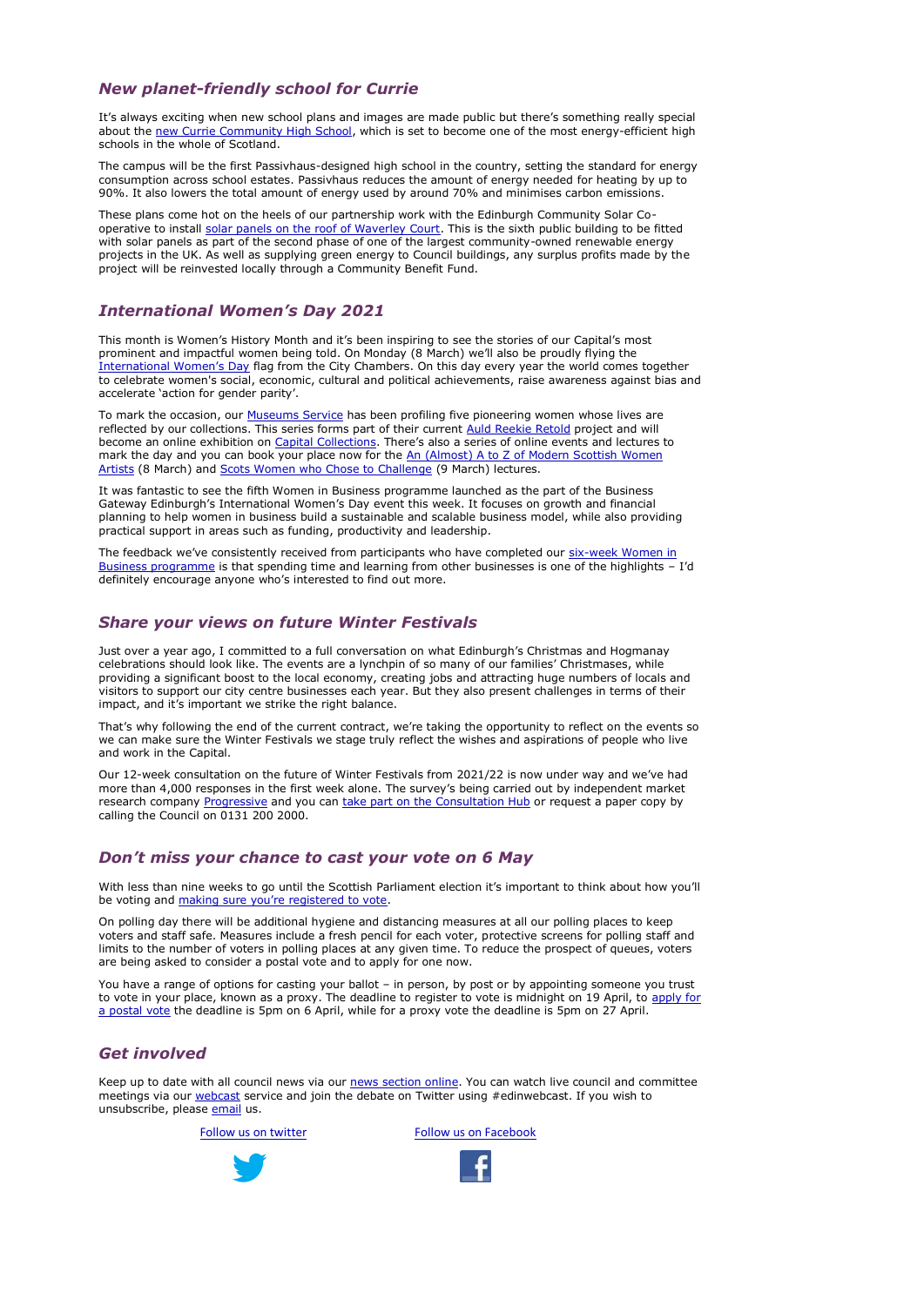## *New planet-friendly school for Currie*

It's always exciting when new school plans and images are made public but there's something really special about the new Currie Community High School, which is set to become one of the most energy-efficient high schools in the whole of Scotland.

The campus will be the first Passivhaus-designed high school in the country, setting the standard for energy consumption across school estates. Passivhaus reduces the amount of energy needed for heating by up to 90%. It also lowers the total amount of energy used by around 70% and minimises carbon emissions.

These plans come hot on the heels of our partnership work with the Edinburgh Community Solar Co-operative to install solar panels on the roof of Waverley Court. This is the sixth public building to be fitted with solar panels as part of the second phase of one of the largest community-owned renewable energy projects in the UK. As well as supplying green energy to Council buildings, any surplus profits made by the project will be reinvested locally through a Community Benefit Fund.

## *International Women's Day 2021*

This month is Women's History Month and it's been inspiring to see the stories of our Capital's most prominent and impactful women being told. On Monday (8 March) we'll also be proudly flying the International Women's Day flag from the City Chambers. On this day every year the world comes together to celebrate women's social, economic, cultural and political achievements, raise awareness against bias and accelerate 'action for gender parity'.

To mark the occasion, our Museums Service has been profiling five pioneering women whose lives are reflected by our collections. This series forms part of their current Auld Reekie Retold project and will become an online exhibition on Capital Collections. There's also a series of online events and lectures to mark the day and you can book your place now for the An (Almost) A to Z of Modern Scottish Women Artists (8 March) and Scots Women who Chose to Challenge (9 March) lectures.

It was fantastic to see the fifth Women in Business programme launched as the part of the Business Gateway Edinburgh's International Women's Day event this week. It focuses on growth and financial planning to help women in business build a sustainable and scalable business model, while also providing practical support in areas such as funding, productivity and leadership.

The feedback we've consistently received from participants who have completed our six-week Women in Business programme is that spending time and learning from other businesses is one of the highlights – I'd definitely encourage anyone who's interested to find out more.

## *Share your views on future Winter Festivals*

Just over a year ago, I committed to a full conversation on what Edinburgh's Christmas and Hogmanay celebrations should look like. The events are a lynchpin of so many of our families' Christmases, while providing a significant boost to the local economy, creating jobs and attracting huge numbers of locals and visitors to support our city centre businesses each year. But they also present challenges in terms of their impact, and it's important we strike the right balance.

That's why following the end of the current contract, we're taking the opportunity to reflect on the events so we can make sure the Winter Festivals we stage truly reflect the wishes and aspirations of people who live and work in the Capital.

Our 12-week consultation on the future of Winter Festivals from 2021/22 is now under way and we've had more than 4,000 responses in the first week alone. The survey's being carried out by independent market research company Progressive and you can take part on the Consultation Hub or request a paper copy by calling the Council on 0131 200 2000.

## *Don't miss your chance to cast your vote on 6 May*

With less than nine weeks to go until the Scottish Parliament election it's important to think about how you'll be voting and making sure you're registered to vote.

On polling day there will be additional hygiene and distancing measures at all our polling places to keep voters and staff safe. Measures include a fresh pencil for each voter, protective screens for polling staff and limits to the number of voters in polling places at any given time. To reduce the prospect of queues, voters are being asked to consider a postal vote and to apply for one now.

You have a range of options for casting your ballot – in person, by post or by appointing someone you trust to vote in your place, known as a proxy. The deadline to register to vote is midnight on 19 April, to apply for a postal vote the deadline is 5pm on 6 April, while for a proxy vote the deadline is 5pm on 27 April.

## *Get involved*

Keep up to date with all council news via our news section online. You can watch live council and committee meetings via our webcast service and join the debate on Twitter using #edinwebcast. If you wish to unsubscribe, please email us.

Follow us on twitter

Follow us on Facebook